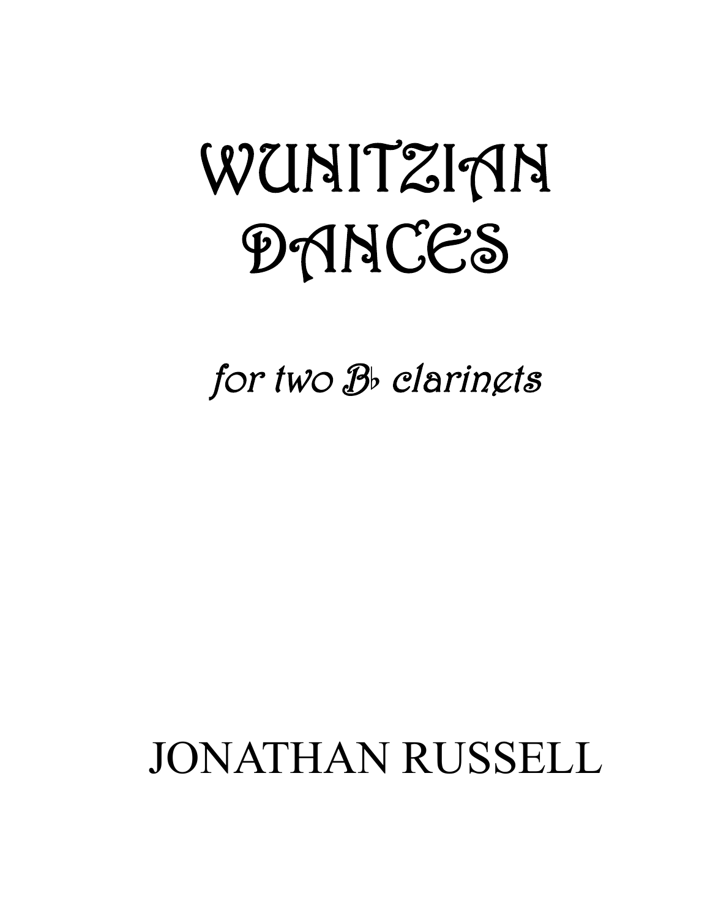# WUNITZIAN DANCES

*for two B♭ clarinets*

JONATHAN RUSSELL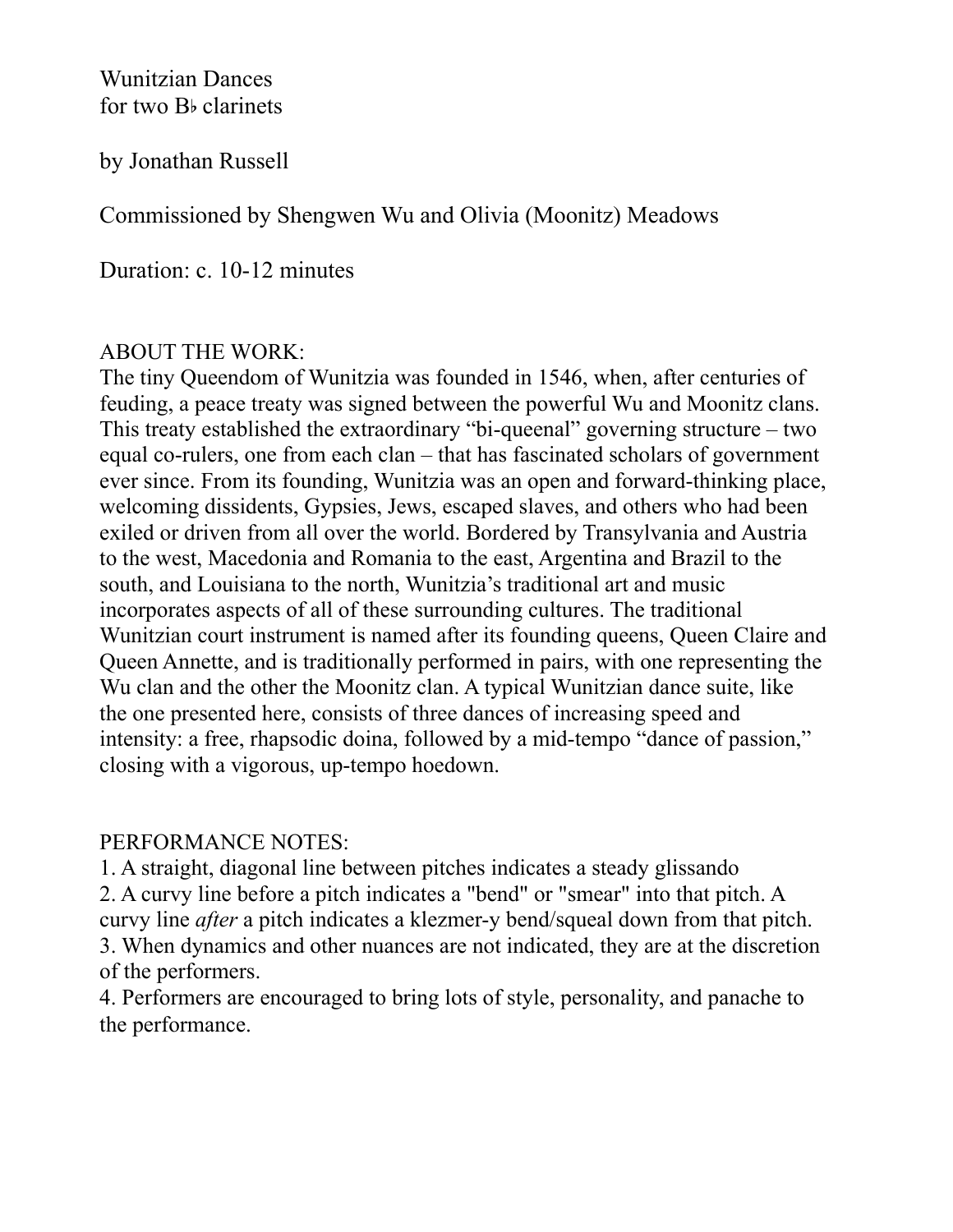Wunitzian Dances
for two B♭ clarinets

by Jonathan Russell

Commissioned by Shengwen Wu and Olivia (Moonitz) Meadows

Duration: c. 10-12 minutes

ABOUT THE WORK:
The tiny Queendom of Wunitzia was founded in 1546, when, after centuries of feuding, a peace treaty was signed between the powerful Wu and Moonitz clans. This treaty established the extraordinary "bi-queenal" governing structure – two equal co-rulers, one from each clan – that has fascinated scholars of government ever since. From its founding, Wunitzia was an open and forward-thinking place, welcoming dissidents, Gypsies, Jews, escaped slaves, and others who had been exiled or driven from all over the world. Bordered by Transylvania and Austria to the west, Macedonia and Romania to the east, Argentina and Brazil to the south, and Louisiana to the north, Wunitzia's traditional art and music incorporates aspects of all of these surrounding cultures. The traditional Wunitzian court instrument is named after its founding queens, Queen Claire and Queen Annette, and is traditionally performed in pairs, with one representing the Wu clan and the other the Moonitz clan. A typical Wunitzian dance suite, like the one presented here, consists of three dances of increasing speed and intensity: a free, rhapsodic doina, followed by a mid-tempo "dance of passion," closing with a vigorous, up-tempo hoedown.

PERFORMANCE NOTES:
1. A straight, diagonal line between pitches indicates a steady glissando
2. A curvy line before a pitch indicates a "bend" or "smear" into that pitch. A curvy line *after* a pitch indicates a klezmer-y bend/squeal down from that pitch.
3. When dynamics and other nuances are not indicated, they are at the discretion of the performers.
4. Performers are encouraged to bring lots of style, personality, and panache to the performance.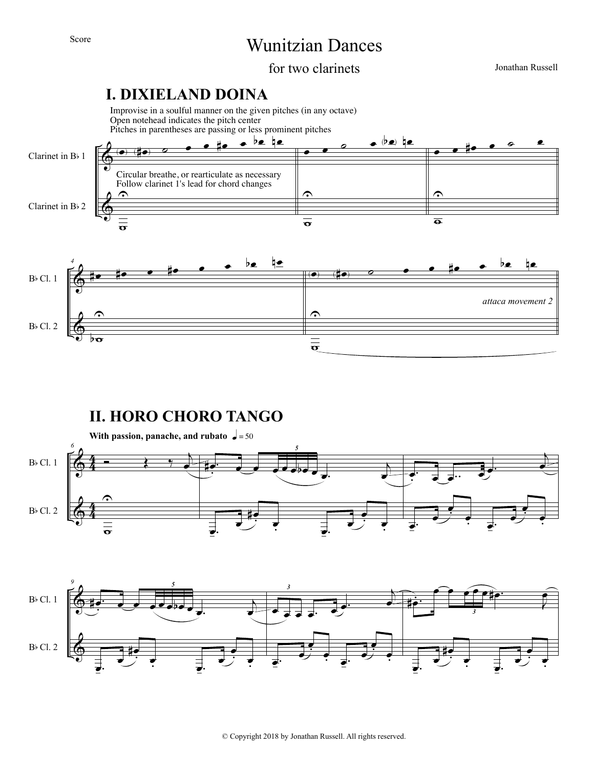Score

# Wunitzian Dances

for two clarinets

Jonathan Russell

## I. DIXIELAND DOINA

Improvise in a soulful manner on the given pitches (in any octave)
Open notehead indicates the pitch center
Pitches in parentheses are passing or less prominent pitches

Clarinet in B♭ 1

Clarinet in B♭ 2

Circular breathe, or rearticulate as necessary
Follow clarinet 1's lead for chord changes

B♭ Cl. 1

B♭ Cl. 2

*attaca movement 2*

## II. HORO CHORO TANGO

**With passion, panache, and rubato** ♩ = 50

B♭ Cl. 1

B♭ Cl. 2

B♭ Cl. 1

B♭ Cl. 2

© Copyright 2018 by Jonathan Russell. All rights reserved.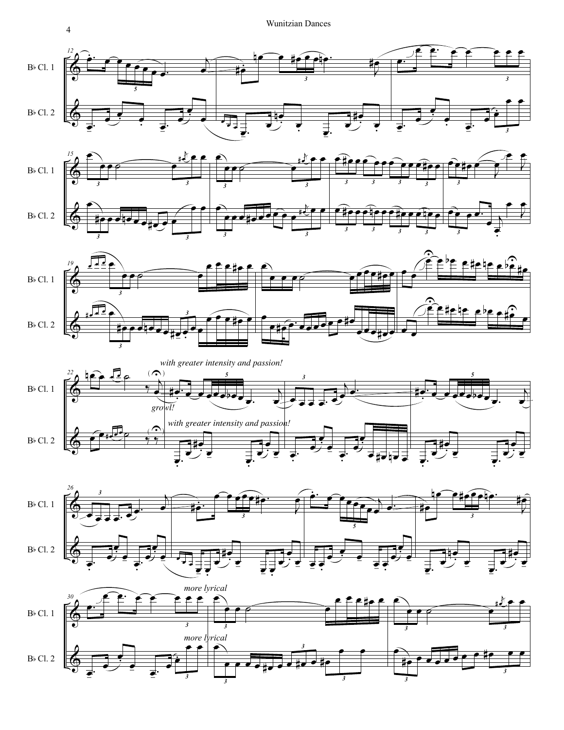B♭ Cl. 1

B♭ Cl. 2

*with greater intensity and passion!*

*growl!*

*with greater intensity and passion!*

*more lyrical*

*more lyrical*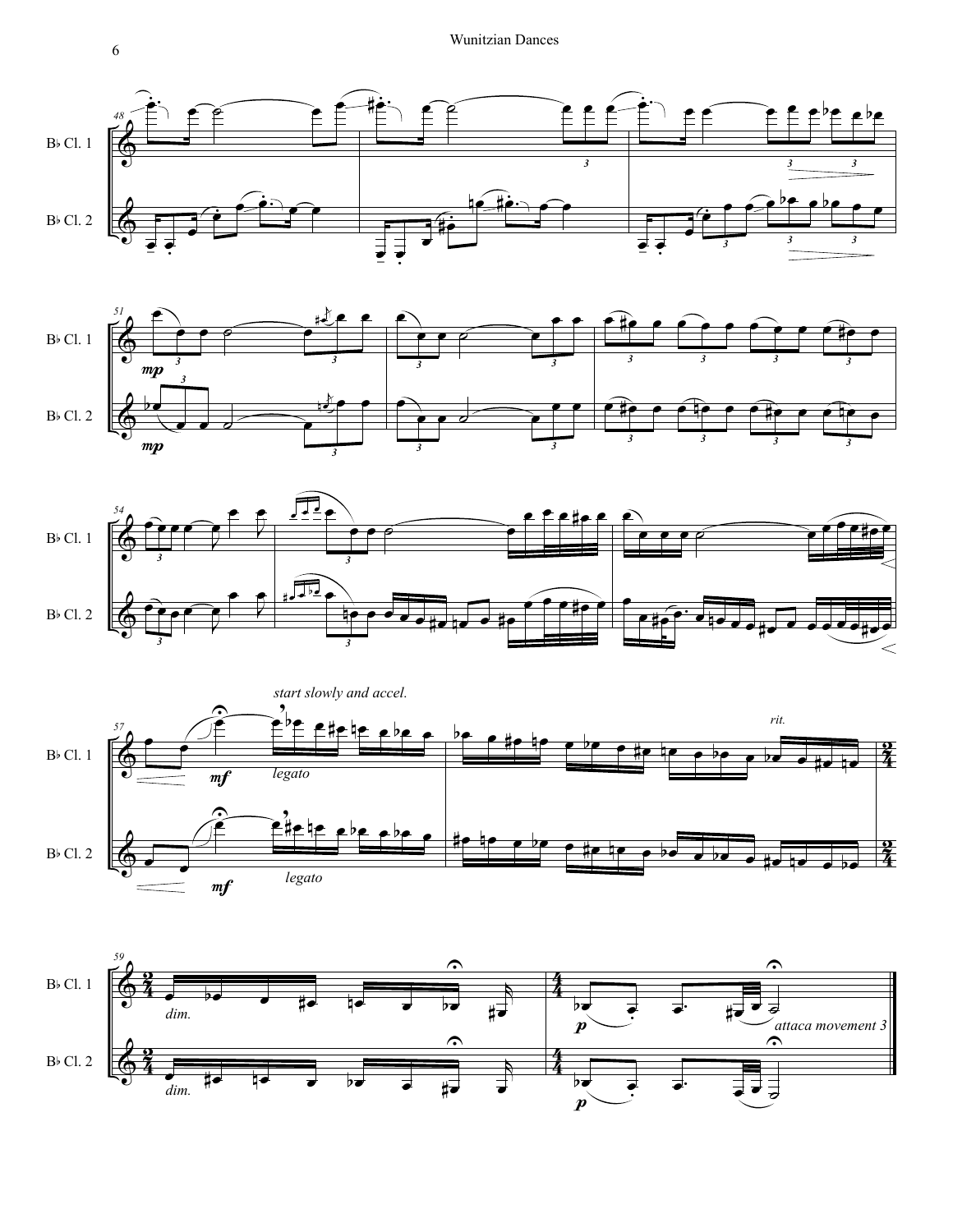Bb Cl. 1

Bb Cl. 2

*mp*

*mp*

*start slowly and accel.*

*mf*

*legato*

*rit.*

*mf*

*legato*

*dim.*

*dim.*

*p*

*attaca movement 3*

*p*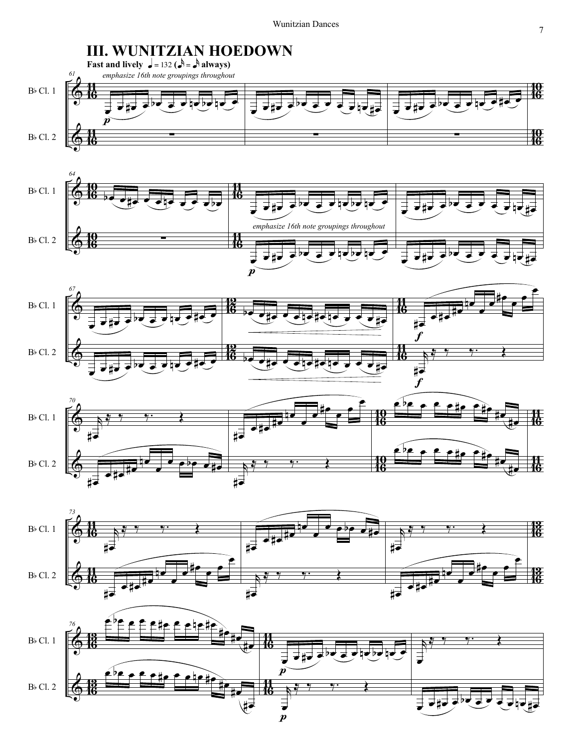# III. WUNITZIAN HOEDOWN

**Fast and lively** ♩ = 132 (♪ = ♪ always)

*emphasize 16th note groupings throughout*

Bb Cl. 1

Bb Cl. 2

*emphasize 16th note groupings throughout*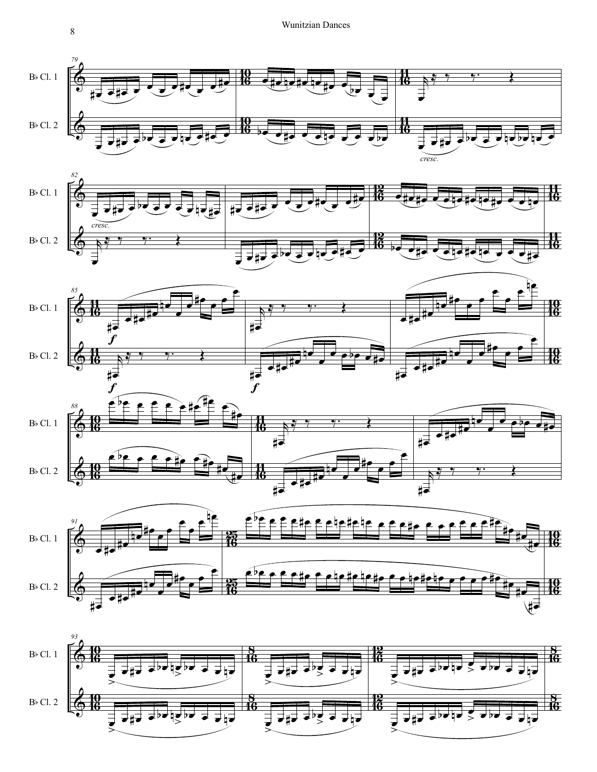B♭ Cl. 1

B♭ Cl. 2

*cresc.*

*f*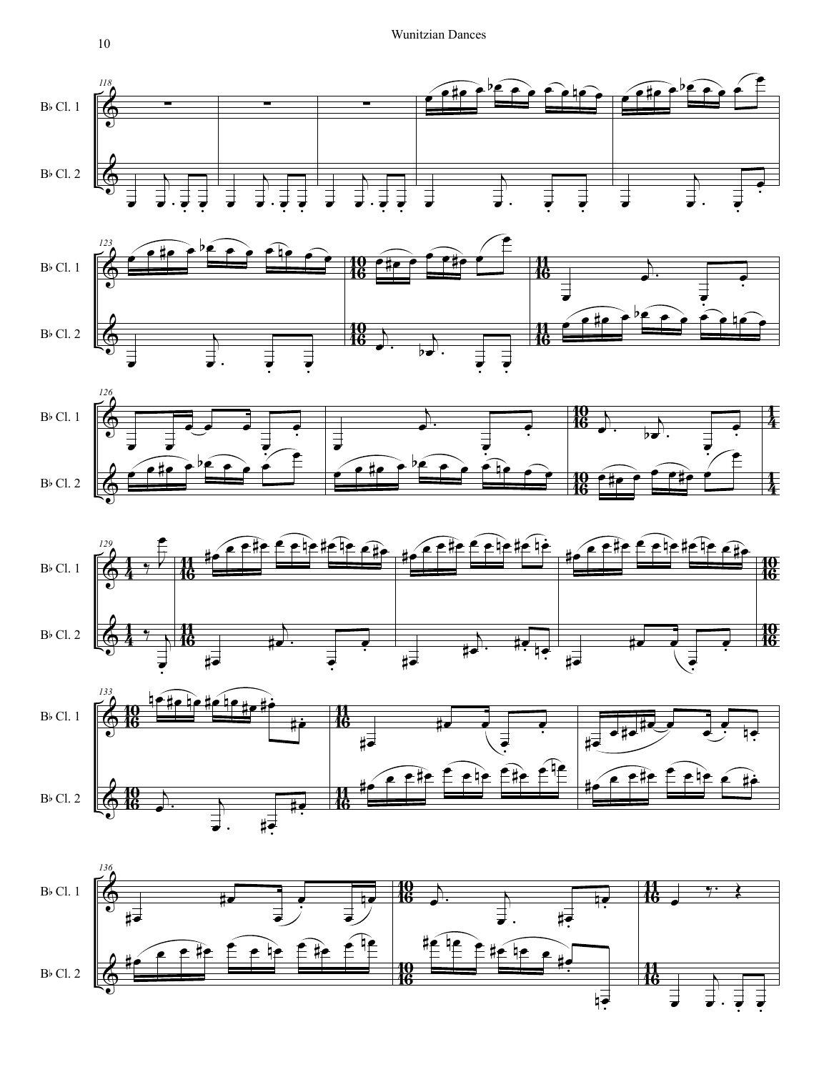B♭ Cl. 1

B♭ Cl. 2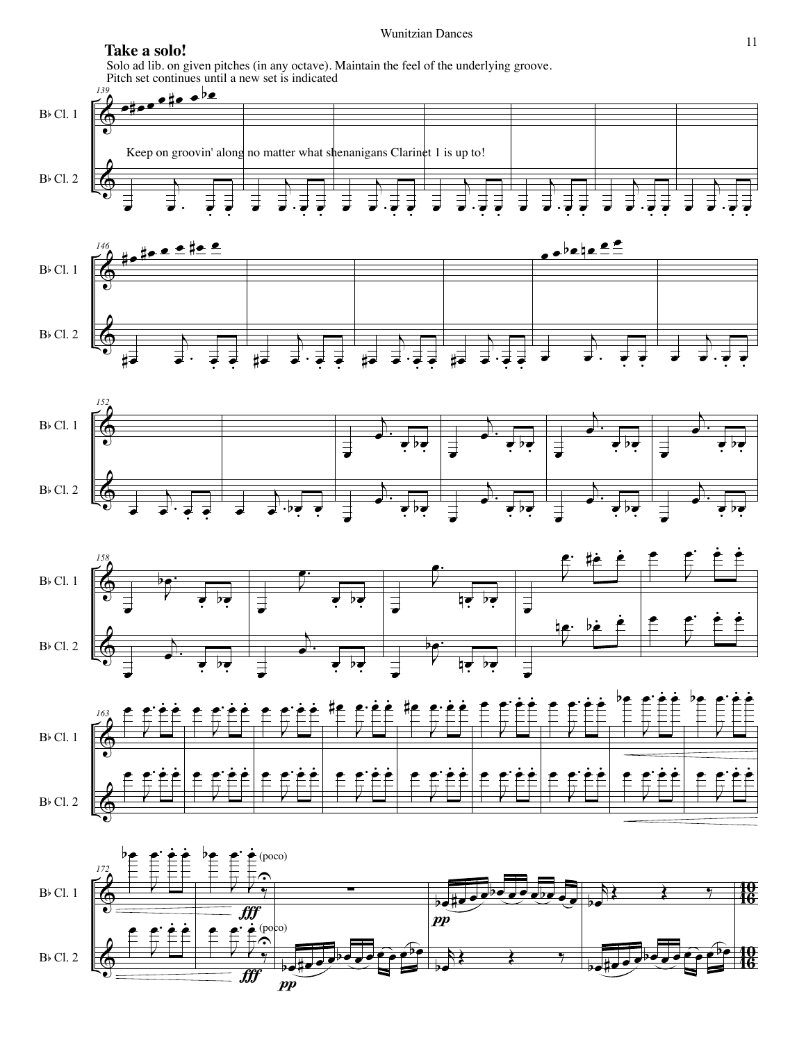**Take a solo!**

Solo ad lib. on given pitches (in any octave). Maintain the feel of the underlying groove.
Pitch set continues until a new set is indicated

Keep on groovin' along no matter what shenanigans Clarinet 1 is up to!